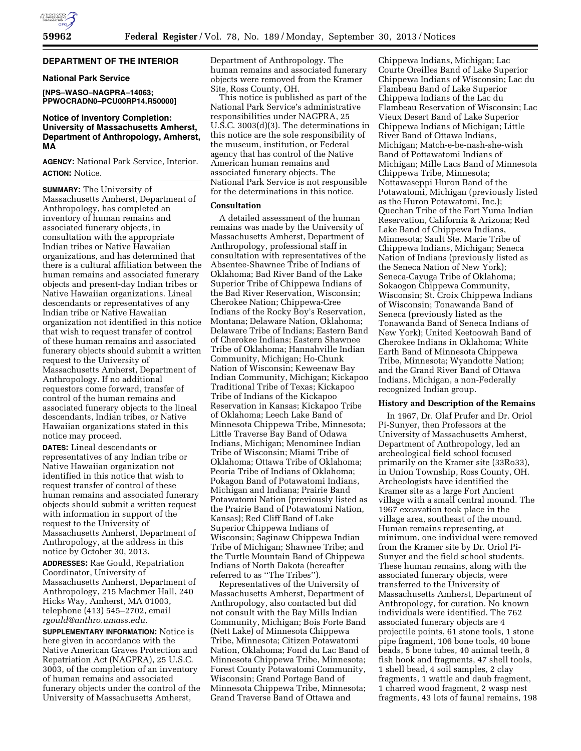**DEPARTMENT OF THE INTERIOR**

**National Park Service**

**[NPS–WASO–NAGPRA–14063; PPWOCRADN0–PCU00RP14.R50000]**

## Notice of Inventory Completion: University of Massachusetts Amherst, Department of Anthropology, Amherst, MA

**AGENCY:** National Park Service, Interior.

**ACTION:** Notice.

**SUMMARY:** The University of Massachusetts Amherst, Department of Anthropology, has completed an inventory of human remains and associated funerary objects, in consultation with the appropriate Indian tribes or Native Hawaiian organizations, and has determined that there is a cultural affiliation between the human remains and associated funerary objects and present-day Indian tribes or Native Hawaiian organizations. Lineal descendants or representatives of any Indian tribe or Native Hawaiian organization not identified in this notice that wish to request transfer of control of these human remains and associated funerary objects should submit a written request to the University of Massachusetts Amherst, Department of Anthropology. If no additional requestors come forward, transfer of control of the human remains and associated funerary objects to the lineal descendants, Indian tribes, or Native Hawaiian organizations stated in this notice may proceed.

**DATES:** Lineal descendants or representatives of any Indian tribe or Native Hawaiian organization not identified in this notice that wish to request transfer of control of these human remains and associated funerary objects should submit a written request with information in support of the request to the University of Massachusetts Amherst, Department of Anthropology, at the address in this notice by October 30, 2013.

**ADDRESSES:** Rae Gould, Repatriation Coordinator, University of Massachusetts Amherst, Department of Anthropology, 215 Machmer Hall, 240 Hicks Way, Amherst, MA 01003, telephone (413) 545–2702, email *rgould@anthro.umass.edu.*

**SUPPLEMENTARY INFORMATION:** Notice is here given in accordance with the Native American Graves Protection and Repatriation Act (NAGPRA), 25 U.S.C. 3003, of the completion of an inventory of human remains and associated funerary objects under the control of the University of Massachusetts Amherst, Department of Anthropology. The human remains and associated funerary objects were removed from the Kramer Site, Ross County, OH.

This notice is published as part of the National Park Service's administrative responsibilities under NAGPRA, 25 U.S.C. 3003(d)(3). The determinations in this notice are the sole responsibility of the museum, institution, or Federal agency that has control of the Native American human remains and associated funerary objects. The National Park Service is not responsible for the determinations in this notice.

### Consultation

A detailed assessment of the human remains was made by the University of Massachusetts Amherst, Department of Anthropology, professional staff in consultation with representatives of the Absentee-Shawnee Tribe of Indians of Oklahoma; Bad River Band of the Lake Superior Tribe of Chippewa Indians of the Bad River Reservation, Wisconsin; Cherokee Nation; Chippewa-Cree Indians of the Rocky Boy's Reservation, Montana; Delaware Nation, Oklahoma; Delaware Tribe of Indians; Eastern Band of Cherokee Indians; Eastern Shawnee Tribe of Oklahoma; Hannahville Indian Community, Michigan; Ho-Chunk Nation of Wisconsin; Keweenaw Bay Indian Community, Michigan; Kickapoo Traditional Tribe of Texas; Kickapoo Tribe of Indians of the Kickapoo Reservation in Kansas; Kickapoo Tribe of Oklahoma; Leech Lake Band of Minnesota Chippewa Tribe, Minnesota; Little Traverse Bay Band of Odawa Indians, Michigan; Menominee Indian Tribe of Wisconsin; Miami Tribe of Oklahoma; Ottawa Tribe of Oklahoma; Peoria Tribe of Indians of Oklahoma; Pokagon Band of Potawatomi Indians, Michigan and Indiana; Prairie Band Potawatomi Nation (previously listed as the Prairie Band of Potawatomi Nation, Kansas); Red Cliff Band of Lake Superior Chippewa Indians of Wisconsin; Saginaw Chippewa Indian Tribe of Michigan; Shawnee Tribe; and the Turtle Mountain Band of Chippewa Indians of North Dakota (hereafter referred to as "The Tribes").

Representatives of the University of Massachusetts Amherst, Department of Anthropology, also contacted but did not consult with the Bay Mills Indian Community, Michigan; Bois Forte Band (Nett Lake) of Minnesota Chippewa Tribe, Minnesota; Citizen Potawatomi Nation, Oklahoma; Fond du Lac Band of Minnesota Chippewa Tribe, Minnesota; Forest County Potawatomi Community, Wisconsin; Grand Portage Band of Minnesota Chippewa Tribe, Minnesota; Grand Traverse Band of Ottawa and Chippewa Indians, Michigan; Lac Courte Oreilles Band of Lake Superior Chippewa Indians of Wisconsin; Lac du Flambeau Band of Lake Superior Chippewa Indians of the Lac du Flambeau Reservation of Wisconsin; Lac Vieux Desert Band of Lake Superior Chippewa Indians of Michigan; Little River Band of Ottawa Indians, Michigan; Match-e-be-nash-she-wish Band of Pottawatomi Indians of Michigan; Mille Lacs Band of Minnesota Chippewa Tribe, Minnesota; Nottawaseppi Huron Band of the Potawatomi, Michigan (previously listed as the Huron Potawatomi, Inc.); Quechan Tribe of the Fort Yuma Indian Reservation, California & Arizona; Red Lake Band of Chippewa Indians, Minnesota; Sault Ste. Marie Tribe of Chippewa Indians, Michigan; Seneca Nation of Indians (previously listed as the Seneca Nation of New York); Seneca-Cayuga Tribe of Oklahoma; Sokaogon Chippewa Community, Wisconsin; St. Croix Chippewa Indians of Wisconsin; Tonawanda Band of Seneca (previously listed as the Tonawanda Band of Seneca Indians of New York); United Keetoowah Band of Cherokee Indians in Oklahoma; White Earth Band of Minnesota Chippewa Tribe, Minnesota; Wyandotte Nation; and the Grand River Band of Ottawa Indians, Michigan, a non-Federally recognized Indian group.

### History and Description of the Remains

In 1967, Dr. Olaf Prufer and Dr. Oriol Pi-Sunyer, then Professors at the University of Massachusetts Amherst, Department of Anthropology, led an archeological field school focused primarily on the Kramer site (33Ro33), in Union Township, Ross County, OH. Archeologists have identified the Kramer site as a large Fort Ancient village with a small central mound. The 1967 excavation took place in the village area, southeast of the mound. Human remains representing, at minimum, one individual were removed from the Kramer site by Dr. Oriol Pi-Sunyer and the field school students. These human remains, along with the associated funerary objects, were transferred to the University of Massachusetts Amherst, Department of Anthropology, for curation. No known individuals were identified. The 762 associated funerary objects are 4 projectile points, 61 stone tools, 1 stone pipe fragment, 106 bone tools, 40 bone beads, 5 bone tubes, 40 animal teeth, 8 fish hook and fragments, 47 shell tools, 1 shell bead, 4 soil samples, 2 clay fragments, 1 wattle and daub fragment, 1 charred wood fragment, 2 wasp nest fragments, 43 lots of faunal remains, 198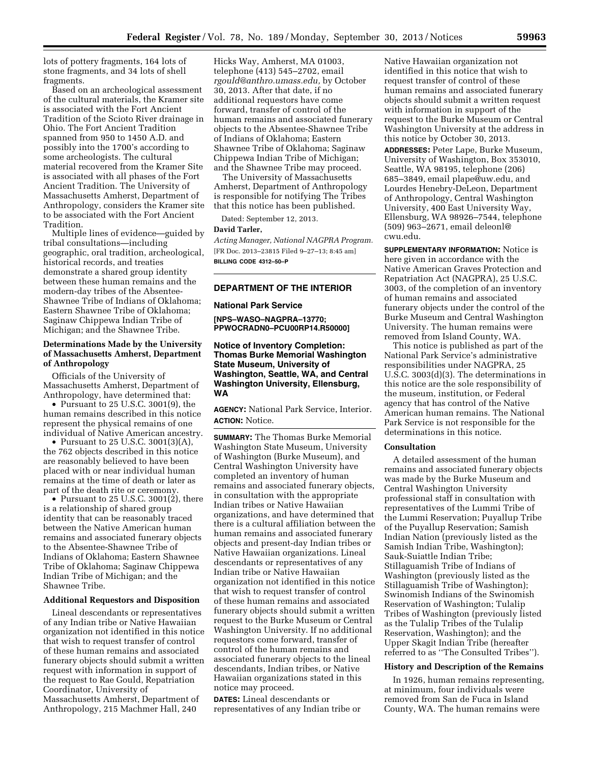lots of pottery fragments, 164 lots of stone fragments, and 34 lots of shell fragments.

Based on an archeological assessment of the cultural materials, the Kramer site is associated with the Fort Ancient Tradition of the Scioto River drainage in Ohio. The Fort Ancient Tradition spanned from 950 to 1450 A.D. and possibly into the 1700's according to some archeologists. The cultural material recovered from the Kramer Site is associated with all phases of the Fort Ancient Tradition. The University of Massachusetts Amherst, Department of Anthropology, considers the Kramer site to be associated with the Fort Ancient Tradition.

Multiple lines of evidence—guided by tribal consultations—including geographic, oral tradition, archeological, historical records, and treaties demonstrate a shared group identity between these human remains and the modern-day tribes of the Absentee-Shawnee Tribe of Indians of Oklahoma; Eastern Shawnee Tribe of Oklahoma; Saginaw Chippewa Indian Tribe of Michigan; and the Shawnee Tribe.

### Determinations Made by the University of Massachusetts Amherst, Department of Anthropology

Officials of the University of Massachusetts Amherst, Department of Anthropology, have determined that:

- Pursuant to 25 U.S.C. 3001(9), the human remains described in this notice represent the physical remains of one individual of Native American ancestry.
- Pursuant to 25 U.S.C. 3001(3)(A), the 762 objects described in this notice are reasonably believed to have been placed with or near individual human remains at the time of death or later as part of the death rite or ceremony.
- Pursuant to 25 U.S.C. 3001(2), there is a relationship of shared group identity that can be reasonably traced between the Native American human remains and associated funerary objects to the Absentee-Shawnee Tribe of Indians of Oklahoma; Eastern Shawnee Tribe of Oklahoma; Saginaw Chippewa Indian Tribe of Michigan; and the Shawnee Tribe.

### Additional Requestors and Disposition

Lineal descendants or representatives of any Indian tribe or Native Hawaiian organization not identified in this notice that wish to request transfer of control of these human remains and associated funerary objects should submit a written request with information in support of the request to Rae Gould, Repatriation Coordinator, University of Massachusetts Amherst, Department of Anthropology, 215 Machmer Hall, 240 Hicks Way, Amherst, MA 01003, telephone (413) 545–2702, email *rgould@anthro.umass.edu,* by October 30, 2013. After that date, if no additional requestors have come forward, transfer of control of the human remains and associated funerary objects to the Absentee-Shawnee Tribe of Indians of Oklahoma; Eastern Shawnee Tribe of Oklahoma; Saginaw Chippewa Indian Tribe of Michigan; and the Shawnee Tribe may proceed.

The University of Massachusetts Amherst, Department of Anthropology is responsible for notifying The Tribes that this notice has been published.

Dated: September 12, 2013.

**David Tarler,**

*Acting Manager, National NAGPRA Program.*

[FR Doc. 2013–23815 Filed 9–27–13; 8:45 am]

**BILLING CODE 4312–50–P**

## DEPARTMENT OF THE INTERIOR

### National Park Service

**[NPS–WASO–NAGPRA–13770; PPWOCRADN0–PCU00RP14.R50000]**

### Notice of Inventory Completion: Thomas Burke Memorial Washington State Museum, University of Washington, Seattle, WA, and Central Washington University, Ellensburg, WA

**AGENCY:** National Park Service, Interior.

**ACTION:** Notice.

**SUMMARY:** The Thomas Burke Memorial Washington State Museum, University of Washington (Burke Museum), and Central Washington University have completed an inventory of human remains and associated funerary objects, in consultation with the appropriate Indian tribes or Native Hawaiian organizations, and have determined that there is a cultural affiliation between the human remains and associated funerary objects and present-day Indian tribes or Native Hawaiian organizations. Lineal descendants or representatives of any Indian tribe or Native Hawaiian organization not identified in this notice that wish to request transfer of control of these human remains and associated funerary objects should submit a written request to the Burke Museum or Central Washington University. If no additional requestors come forward, transfer of control of the human remains and associated funerary objects to the lineal descendants, Indian tribes, or Native Hawaiian organizations stated in this notice may proceed.

**DATES:** Lineal descendants or representatives of any Indian tribe or Native Hawaiian organization not identified in this notice that wish to request transfer of control of these human remains and associated funerary objects should submit a written request with information in support of the request to the Burke Museum or Central Washington University at the address in this notice by October 30, 2013.

**ADDRESSES:** Peter Lape, Burke Museum, University of Washington, Box 353010, Seattle, WA 98195, telephone (206) 685–3849, email plape@uw.edu, and Lourdes Henebry-DeLeon, Department of Anthropology, Central Washington University, 400 East University Way, Ellensburg, WA 98926–7544, telephone (509) 963–2671, email deleonl@cwu.edu.

**SUPPLEMENTARY INFORMATION:** Notice is here given in accordance with the Native American Graves Protection and Repatriation Act (NAGPRA), 25 U.S.C. 3003, of the completion of an inventory of human remains and associated funerary objects under the control of the Burke Museum and Central Washington University. The human remains were removed from Island County, WA.

This notice is published as part of the National Park Service's administrative responsibilities under NAGPRA, 25 U.S.C. 3003(d)(3). The determinations in this notice are the sole responsibility of the museum, institution, or Federal agency that has control of the Native American human remains. The National Park Service is not responsible for the determinations in this notice.

### Consultation

A detailed assessment of the human remains and associated funerary objects was made by the Burke Museum and Central Washington University professional staff in consultation with representatives of the Lummi Tribe of the Lummi Reservation; Puyallup Tribe of the Puyallup Reservation; Samish Indian Nation (previously listed as the Samish Indian Tribe, Washington); Sauk-Suiattle Indian Tribe; Stillaguamish Tribe of Indians of Washington (previously listed as the Stillaguamish Tribe of Washington); Swinomish Indians of the Swinomish Reservation of Washington; Tulalip Tribes of Washington (previously listed as the Tulalip Tribes of the Tulalip Reservation, Washington); and the Upper Skagit Indian Tribe (hereafter referred to as "The Consulted Tribes").

### History and Description of the Remains

In 1926, human remains representing, at minimum, four individuals were removed from San de Fuca in Island County, WA. The human remains were